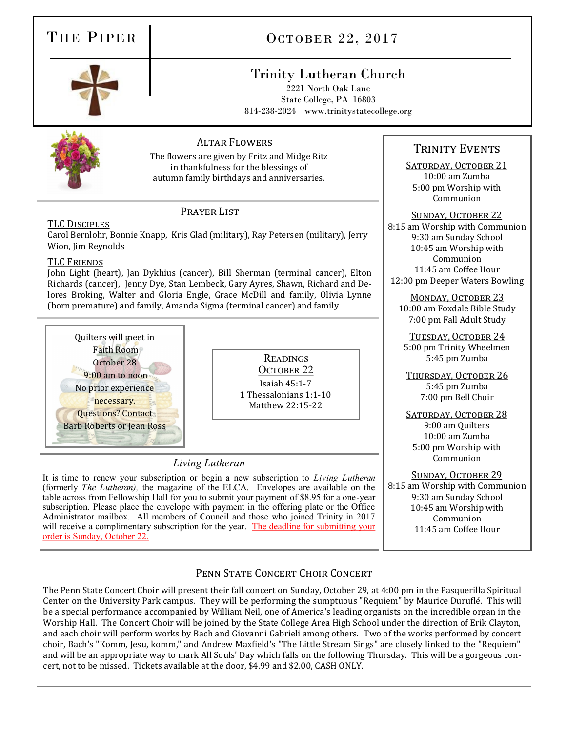# THE PIPER

## OCTOBER 22, 2017

## Trinity Lutheran Church

2221 North Oak Lane
State College, PA 16803
814-238-2024 www.trinitystatecollege.org

### ALTAR FLOWERS

The flowers are given by Fritz and Midge Ritz in thankfulness for the blessings of autumn family birthdays and anniversaries.

### PRAYER LIST

**TLC DISCIPLES**

Carol Bernlohr, Bonnie Knapp, Kris Glad (military), Ray Petersen (military), Jerry Wion, Jim Reynolds

**TLC FRIENDS**

John Light (heart), Jan Dykhius (cancer), Bill Sherman (terminal cancer), Elton Richards (cancer), Jenny Dye, Stan Lembeck, Gary Ayres, Shawn, Richard and Delores Broking, Walter and Gloria Engle, Grace McDill and family, Olivia Lynne (born premature) and family, Amanda Sigma (terminal cancer) and family

Quilters will meet in Faith Room October 28 9:00 am to noon
No prior experience necessary.
Questions? Contact Barb Roberts or Jean Ross

### READINGS

**OCTOBER 22**

Isaiah 45:1-7
1 Thessalonians 1:1-10
Matthew 22:15-22

### *Living Lutheran*

It is time to renew your subscription or begin a new subscription to *Living Lutheran* (formerly *The Lutheran),* the magazine of the ELCA. Envelopes are available on the table across from Fellowship Hall for you to submit your payment of $8.95 for a one-year subscription. Please place the envelope with payment in the offering plate or the Office Administrator mailbox. All members of Council and those who joined Trinity in 2017 will receive a complimentary subscription for the year. The deadline for submitting your order is Sunday, October 22.

### TRINITY EVENTS

**SATURDAY, OCTOBER 21**
10:00 am Zumba
5:00 pm Worship with Communion

**SUNDAY, OCTOBER 22**
8:15 am Worship with Communion
9:30 am Sunday School
10:45 am Worship with Communion
11:45 am Coffee Hour
12:00 pm Deeper Waters Bowling

**MONDAY, OCTOBER 23**
10:00 am Foxdale Bible Study
7:00 pm Fall Adult Study

**TUESDAY, OCTOBER 24**
5:00 pm Trinity Wheelmen
5:45 pm Zumba

**THURSDAY, OCTOBER 26**
5:45 pm Zumba
7:00 pm Bell Choir

**SATURDAY, OCTOBER 28**
9:00 am Quilters
10:00 am Zumba
5:00 pm Worship with Communion

**SUNDAY, OCTOBER 29**
8:15 am Worship with Communion
9:30 am Sunday School
10:45 am Worship with Communion
11:45 am Coffee Hour

### PENN STATE CONCERT CHOIR CONCERT

The Penn State Concert Choir will present their fall concert on Sunday, October 29, at 4:00 pm in the Pasquerilla Spiritual Center on the University Park campus. They will be performing the sumptuous "Requiem" by Maurice Duruflé. This will be a special performance accompanied by William Neil, one of America's leading organists on the incredible organ in the Worship Hall. The Concert Choir will be joined by the State College Area High School under the direction of Erik Clayton, and each choir will perform works by Bach and Giovanni Gabrieli among others. Two of the works performed by concert choir, Bach's "Komm, Jesu, komm," and Andrew Maxfield's "The Little Stream Sings" are closely linked to the "Requiem" and will be an appropriate way to mark All Souls' Day which falls on the following Thursday. This will be a gorgeous concert, not to be missed. Tickets available at the door, $4.99 and $2.00, CASH ONLY.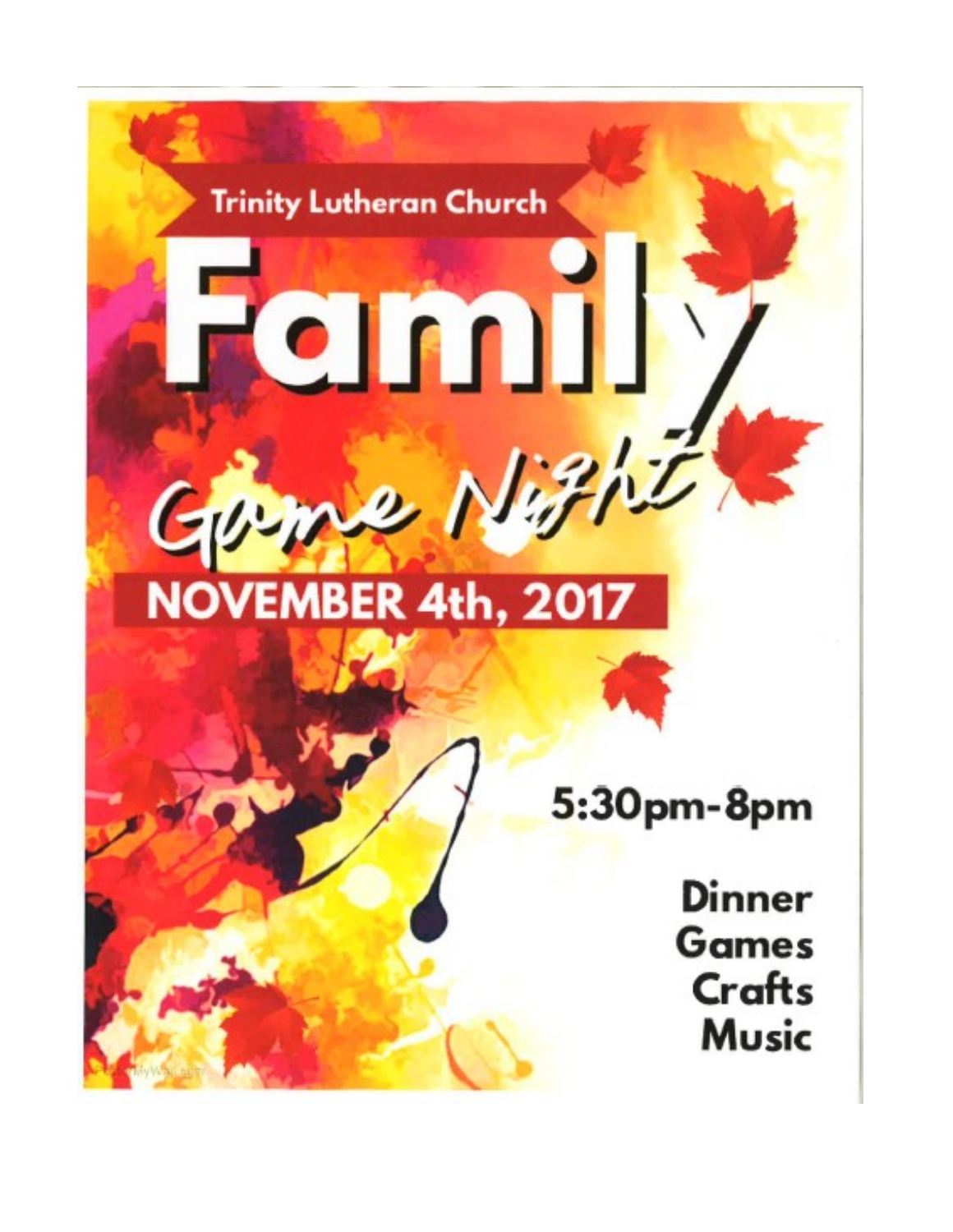Trinity Lutheran Church

# Family

## Game Night

## NOVEMBER 4th, 2017

5:30pm-8pm

Dinner
Games
Crafts
Music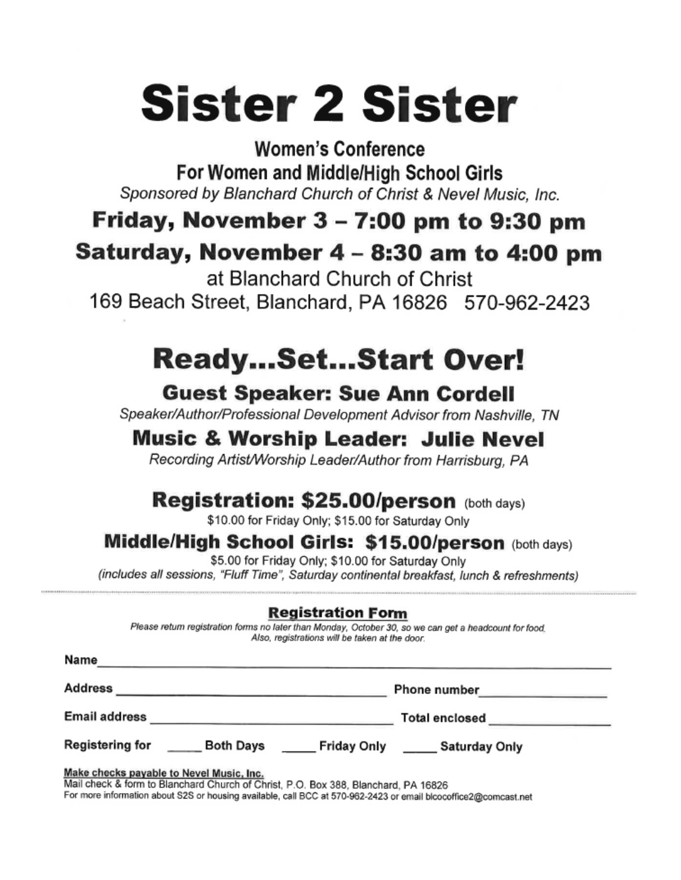# Sister 2 Sister

**Women's Conference**

**For Women and Middle/High School Girls**

*Sponsored by Blanchard Church of Christ & Nevel Music, Inc.*

## Friday, November 3 – 7:00 pm to 9:30 pm

## Saturday, November 4 – 8:30 am to 4:00 pm

at Blanchard Church of Christ

169 Beach Street, Blanchard, PA 16826 570-962-2423

# Ready...Set...Start Over!

## Guest Speaker: Sue Ann Cordell

*Speaker/Author/Professional Development Advisor from Nashville, TN*

## Music & Worship Leader: Julie Nevel

*Recording Artist/Worship Leader/Author from Harrisburg, PA*

## Registration: $25.00/person (both days)

$10.00 for Friday Only; $15.00 for Saturday Only

## Middle/High School Girls: $15.00/person (both days)

$5.00 for Friday Only; $10.00 for Saturday Only

*(includes all sessions, "Fluff Time", Saturday continental breakfast, lunch & refreshments)*

---

### Registration Form

*Please return registration forms no later than Monday, October 30, so we can get a headcount for food. Also, registrations will be taken at the door.*

**Name** ______________________________________________

**Address** ______________________________ **Phone number** ______________

**Email address** ___________________________ **Total enclosed** ______________

**Registering for** _____ **Both Days** _____ **Friday Only** _____ **Saturday Only**

**Make checks payable to Nevel Music, Inc.**

Mail check & form to Blanchard Church of Christ, P.O. Box 388, Blanchard, PA 16826

For more information about S2S or housing available, call BCC at 570-962-2423 or email blcocoffice2@comcast.net